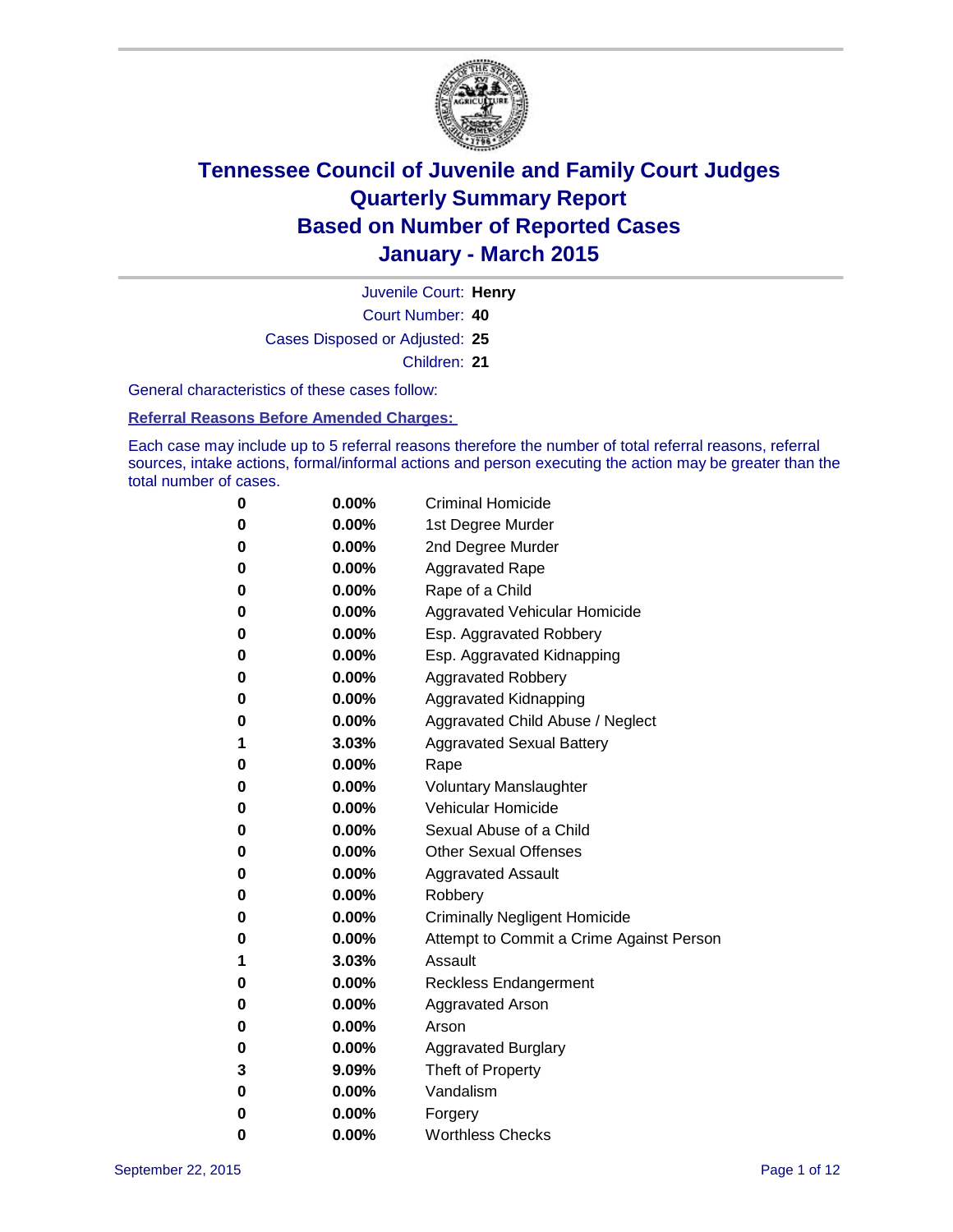# Tennessee Council of Juvenile and Family Court Judges
# Quarterly Summary Report
# Based on Number of Reported Cases
# January - March 2015

Juvenile Court: **Henry**

Court Number: **40**

Cases Disposed or Adjusted: **25**

Children: **21**

General characteristics of these cases follow:

**Referral Reasons Before Amended Charges:**

Each case may include up to 5 referral reasons therefore the number of total referral reasons, referral sources, intake actions, formal/informal actions and person executing the action may be greater than the total number of cases.

| | | |
|---|---|---|
| 0 | 0.00% | Criminal Homicide |
| 0 | 0.00% | 1st Degree Murder |
| 0 | 0.00% | 2nd Degree Murder |
| 0 | 0.00% | Aggravated Rape |
| 0 | 0.00% | Rape of a Child |
| 0 | 0.00% | Aggravated Vehicular Homicide |
| 0 | 0.00% | Esp. Aggravated Robbery |
| 0 | 0.00% | Esp. Aggravated Kidnapping |
| 0 | 0.00% | Aggravated Robbery |
| 0 | 0.00% | Aggravated Kidnapping |
| 0 | 0.00% | Aggravated Child Abuse / Neglect |
| 1 | 3.03% | Aggravated Sexual Battery |
| 0 | 0.00% | Rape |
| 0 | 0.00% | Voluntary Manslaughter |
| 0 | 0.00% | Vehicular Homicide |
| 0 | 0.00% | Sexual Abuse of a Child |
| 0 | 0.00% | Other Sexual Offenses |
| 0 | 0.00% | Aggravated Assault |
| 0 | 0.00% | Robbery |
| 0 | 0.00% | Criminally Negligent Homicide |
| 0 | 0.00% | Attempt to Commit a Crime Against Person |
| 1 | 3.03% | Assault |
| 0 | 0.00% | Reckless Endangerment |
| 0 | 0.00% | Aggravated Arson |
| 0 | 0.00% | Arson |
| 0 | 0.00% | Aggravated Burglary |
| 3 | 9.09% | Theft of Property |
| 0 | 0.00% | Vandalism |
| 0 | 0.00% | Forgery |
| 0 | 0.00% | Worthless Checks |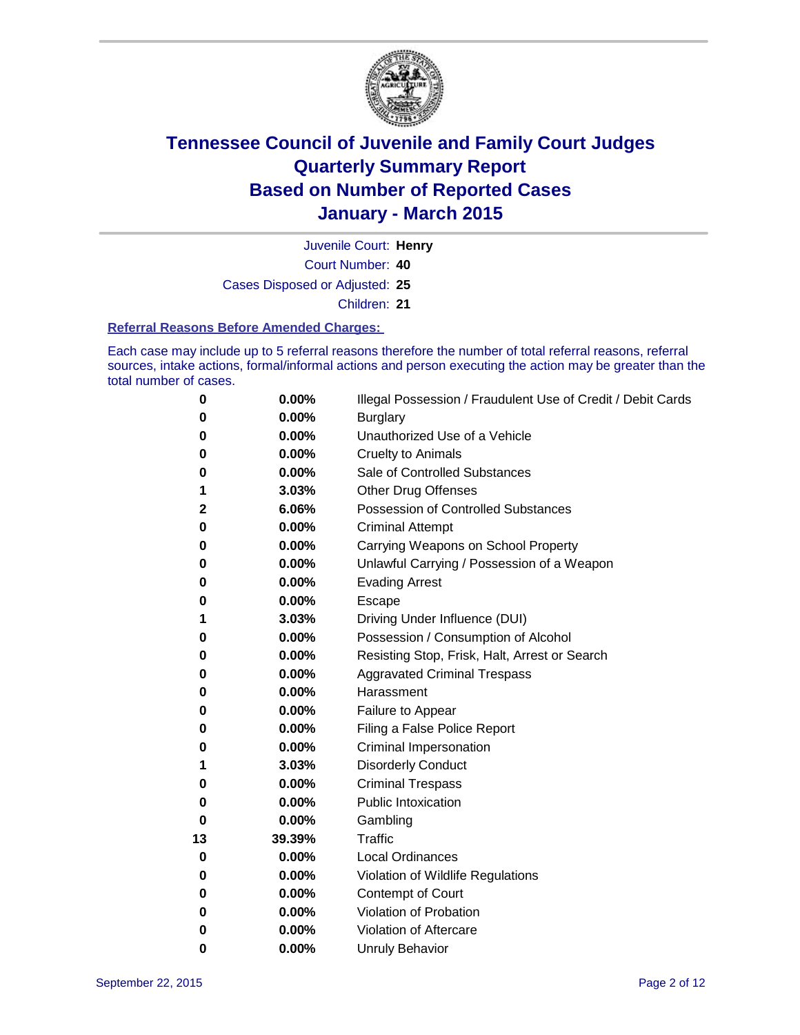# Tennessee Council of Juvenile and Family Court Judges
# Quarterly Summary Report
# Based on Number of Reported Cases
# January - March 2015

Juvenile Court: **Henry**

Court Number: **40**

Cases Disposed or Adjusted: **25**

Children: **21**

### Referral Reasons Before Amended Charges:

Each case may include up to 5 referral reasons therefore the number of total referral reasons, referral sources, intake actions, formal/informal actions and person executing the action may be greater than the total number of cases.

| Count | Percent | Referral Reason |
|---|---|---|
| **0** | **0.00%** | Illegal Possession / Fraudulent Use of Credit / Debit Cards |
| **0** | **0.00%** | Burglary |
| **0** | **0.00%** | Unauthorized Use of a Vehicle |
| **0** | **0.00%** | Cruelty to Animals |
| **0** | **0.00%** | Sale of Controlled Substances |
| **1** | **3.03%** | Other Drug Offenses |
| **2** | **6.06%** | Possession of Controlled Substances |
| **0** | **0.00%** | Criminal Attempt |
| **0** | **0.00%** | Carrying Weapons on School Property |
| **0** | **0.00%** | Unlawful Carrying / Possession of a Weapon |
| **0** | **0.00%** | Evading Arrest |
| **0** | **0.00%** | Escape |
| **1** | **3.03%** | Driving Under Influence (DUI) |
| **0** | **0.00%** | Possession / Consumption of Alcohol |
| **0** | **0.00%** | Resisting Stop, Frisk, Halt, Arrest or Search |
| **0** | **0.00%** | Aggravated Criminal Trespass |
| **0** | **0.00%** | Harassment |
| **0** | **0.00%** | Failure to Appear |
| **0** | **0.00%** | Filing a False Police Report |
| **0** | **0.00%** | Criminal Impersonation |
| **1** | **3.03%** | Disorderly Conduct |
| **0** | **0.00%** | Criminal Trespass |
| **0** | **0.00%** | Public Intoxication |
| **0** | **0.00%** | Gambling |
| **13** | **39.39%** | Traffic |
| **0** | **0.00%** | Local Ordinances |
| **0** | **0.00%** | Violation of Wildlife Regulations |
| **0** | **0.00%** | Contempt of Court |
| **0** | **0.00%** | Violation of Probation |
| **0** | **0.00%** | Violation of Aftercare |
| **0** | **0.00%** | Unruly Behavior |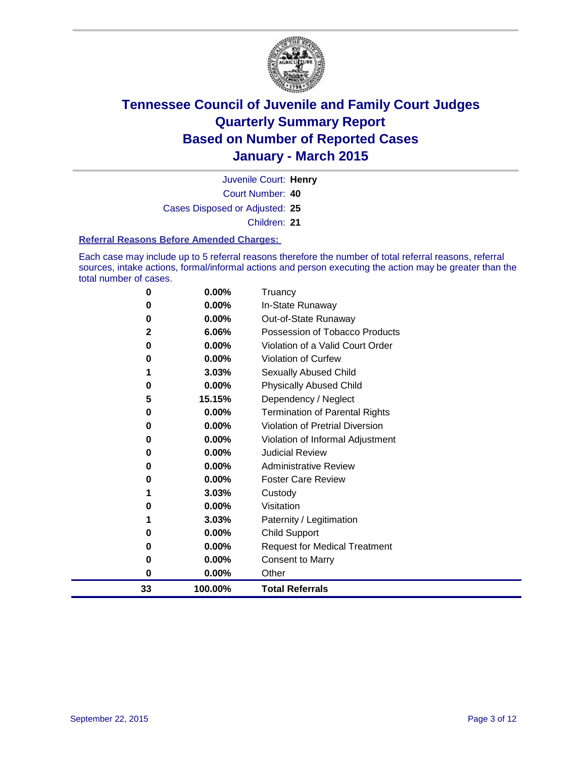# Tennessee Council of Juvenile and Family Court Judges
## Quarterly Summary Report
## Based on Number of Reported Cases
## January - March 2015

Juvenile Court: **Henry**

Court Number: **40**

Cases Disposed or Adjusted: **25**

Children: **21**

### Referral Reasons Before Amended Charges:

Each case may include up to 5 referral reasons therefore the number of total referral reasons, referral sources, intake actions, formal/informal actions and person executing the action may be greater than the total number of cases.

| Count | Percent | Referral Reason |
|---|---|---|
| 0 | 0.00% | Truancy |
| 0 | 0.00% | In-State Runaway |
| 0 | 0.00% | Out-of-State Runaway |
| 2 | 6.06% | Possession of Tobacco Products |
| 0 | 0.00% | Violation of a Valid Court Order |
| 0 | 0.00% | Violation of Curfew |
| 1 | 3.03% | Sexually Abused Child |
| 0 | 0.00% | Physically Abused Child |
| 5 | 15.15% | Dependency / Neglect |
| 0 | 0.00% | Termination of Parental Rights |
| 0 | 0.00% | Violation of Pretrial Diversion |
| 0 | 0.00% | Violation of Informal Adjustment |
| 0 | 0.00% | Judicial Review |
| 0 | 0.00% | Administrative Review |
| 0 | 0.00% | Foster Care Review |
| 1 | 3.03% | Custody |
| 0 | 0.00% | Visitation |
| 1 | 3.03% | Paternity / Legitimation |
| 0 | 0.00% | Child Support |
| 0 | 0.00% | Request for Medical Treatment |
| 0 | 0.00% | Consent to Marry |
| 0 | 0.00% | Other |
| **33** | **100.00%** | **Total Referrals** |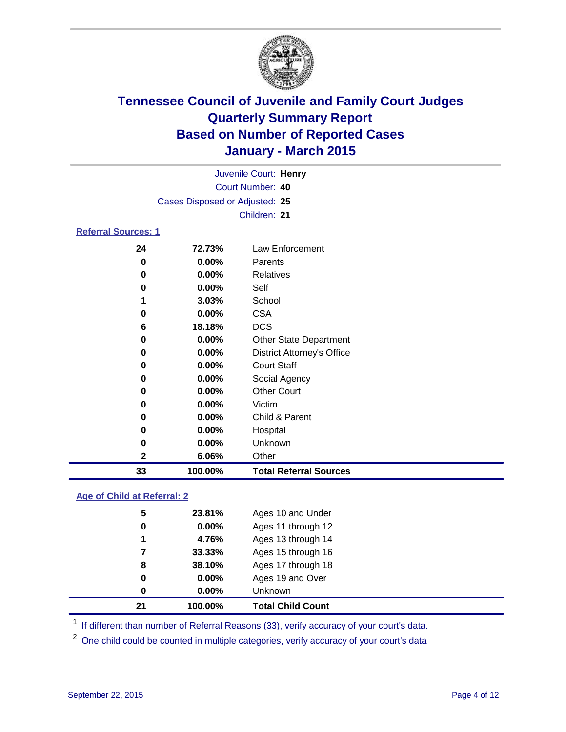# Tennessee Council of Juvenile and Family Court Judges
## Quarterly Summary Report
## Based on Number of Reported Cases
## January - March 2015

Juvenile Court: **Henry**
Court Number: **40**
Cases Disposed or Adjusted: **25**
Children: **21**

### Referral Sources: 1

| Count | Percent | Source |
|---|---|---|
| 24 | 72.73% | Law Enforcement |
| 0 | 0.00% | Parents |
| 0 | 0.00% | Relatives |
| 0 | 0.00% | Self |
| 1 | 3.03% | School |
| 0 | 0.00% | CSA |
| 6 | 18.18% | DCS |
| 0 | 0.00% | Other State Department |
| 0 | 0.00% | District Attorney's Office |
| 0 | 0.00% | Court Staff |
| 0 | 0.00% | Social Agency |
| 0 | 0.00% | Other Court |
| 0 | 0.00% | Victim |
| 0 | 0.00% | Child & Parent |
| 0 | 0.00% | Hospital |
| 0 | 0.00% | Unknown |
| 2 | 6.06% | Other |
| **33** | **100.00%** | **Total Referral Sources** |

### Age of Child at Referral: 2

| Count | Percent | Age |
|---|---|---|
| 5 | 23.81% | Ages 10 and Under |
| 0 | 0.00% | Ages 11 through 12 |
| 1 | 4.76% | Ages 13 through 14 |
| 7 | 33.33% | Ages 15 through 16 |
| 8 | 38.10% | Ages 17 through 18 |
| 0 | 0.00% | Ages 19 and Over |
| 0 | 0.00% | Unknown |
| **21** | **100.00%** | **Total Child Count** |

[1] If different than number of Referral Reasons (33), verify accuracy of your court's data.

[2] One child could be counted in multiple categories, verify accuracy of your court's data

September 22, 2015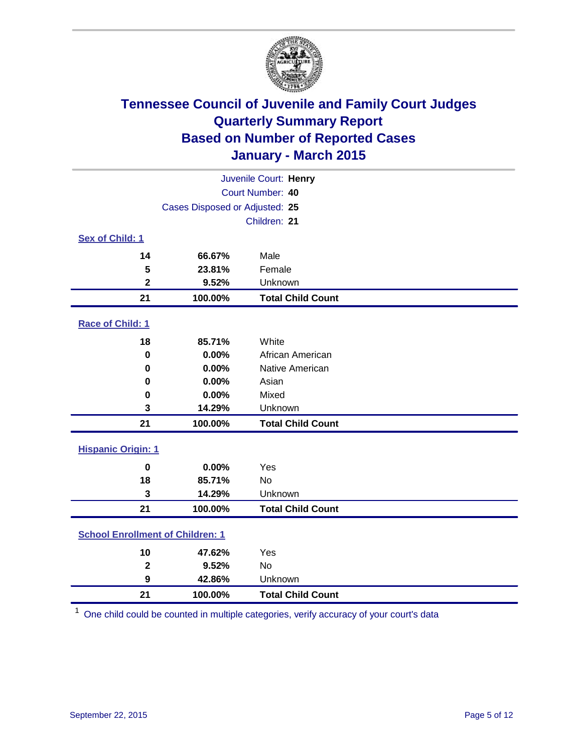# Tennessee Council of Juvenile and Family Court Judges
## Quarterly Summary Report
## Based on Number of Reported Cases
## January - March 2015

Juvenile Court: **Henry**
Court Number: **40**
Cases Disposed or Adjusted: **25**
Children: **21**

### Sex of Child: 1

| Count | Percent | Category |
|---|---|---|
| 14 | 66.67% | Male |
| 5 | 23.81% | Female |
| 2 | 9.52% | Unknown |
| **21** | **100.00%** | **Total Child Count** |

### Race of Child: 1

| Count | Percent | Category |
|---|---|---|
| 18 | 85.71% | White |
| 0 | 0.00% | African American |
| 0 | 0.00% | Native American |
| 0 | 0.00% | Asian |
| 0 | 0.00% | Mixed |
| 3 | 14.29% | Unknown |
| **21** | **100.00%** | **Total Child Count** |

### Hispanic Origin: 1

| Count | Percent | Category |
|---|---|---|
| 0 | 0.00% | Yes |
| 18 | 85.71% | No |
| 3 | 14.29% | Unknown |
| **21** | **100.00%** | **Total Child Count** |

### School Enrollment of Children: 1

| Count | Percent | Category |
|---|---|---|
| 10 | 47.62% | Yes |
| 2 | 9.52% | No |
| 9 | 42.86% | Unknown |
| **21** | **100.00%** | **Total Child Count** |

[1] One child could be counted in multiple categories, verify accuracy of your court's data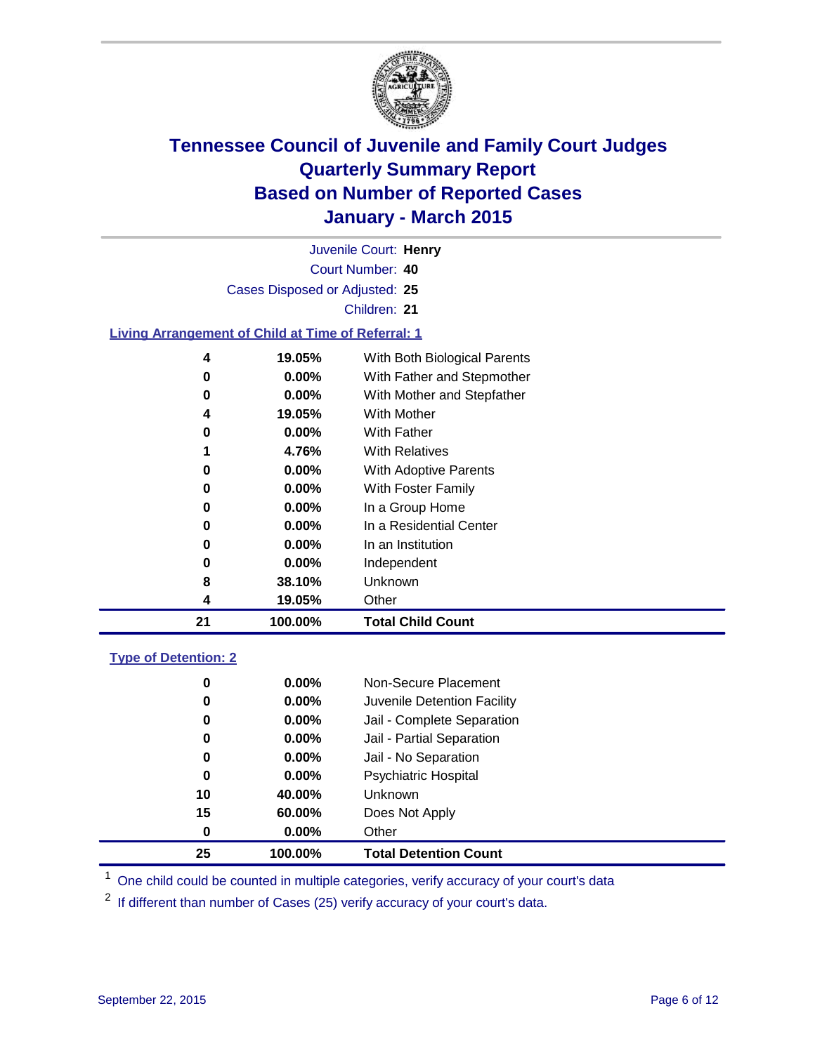# Tennessee Council of Juvenile and Family Court Judges
# Quarterly Summary Report
# Based on Number of Reported Cases
# January - March 2015

Juvenile Court: **Henry**
Court Number: **40**
Cases Disposed or Adjusted: **25**
Children: **21**

## Living Arrangement of Child at Time of Referral: 1

| Count | Percent | Living Arrangement |
|---|---|---|
| 4 | 19.05% | With Both Biological Parents |
| 0 | 0.00% | With Father and Stepmother |
| 0 | 0.00% | With Mother and Stepfather |
| 4 | 19.05% | With Mother |
| 0 | 0.00% | With Father |
| 1 | 4.76% | With Relatives |
| 0 | 0.00% | With Adoptive Parents |
| 0 | 0.00% | With Foster Family |
| 0 | 0.00% | In a Group Home |
| 0 | 0.00% | In a Residential Center |
| 0 | 0.00% | In an Institution |
| 0 | 0.00% | Independent |
| 8 | 38.10% | Unknown |
| 4 | 19.05% | Other |
| **21** | **100.00%** | **Total Child Count** |

## Type of Detention: 2

| Count | Percent | Type of Detention |
|---|---|---|
| 0 | 0.00% | Non-Secure Placement |
| 0 | 0.00% | Juvenile Detention Facility |
| 0 | 0.00% | Jail - Complete Separation |
| 0 | 0.00% | Jail - Partial Separation |
| 0 | 0.00% | Jail - No Separation |
| 0 | 0.00% | Psychiatric Hospital |
| 10 | 40.00% | Unknown |
| 15 | 60.00% | Does Not Apply |
| 0 | 0.00% | Other |
| **25** | **100.00%** | **Total Detention Count** |

[1] One child could be counted in multiple categories, verify accuracy of your court's data

[2] If different than number of Cases (25) verify accuracy of your court's data.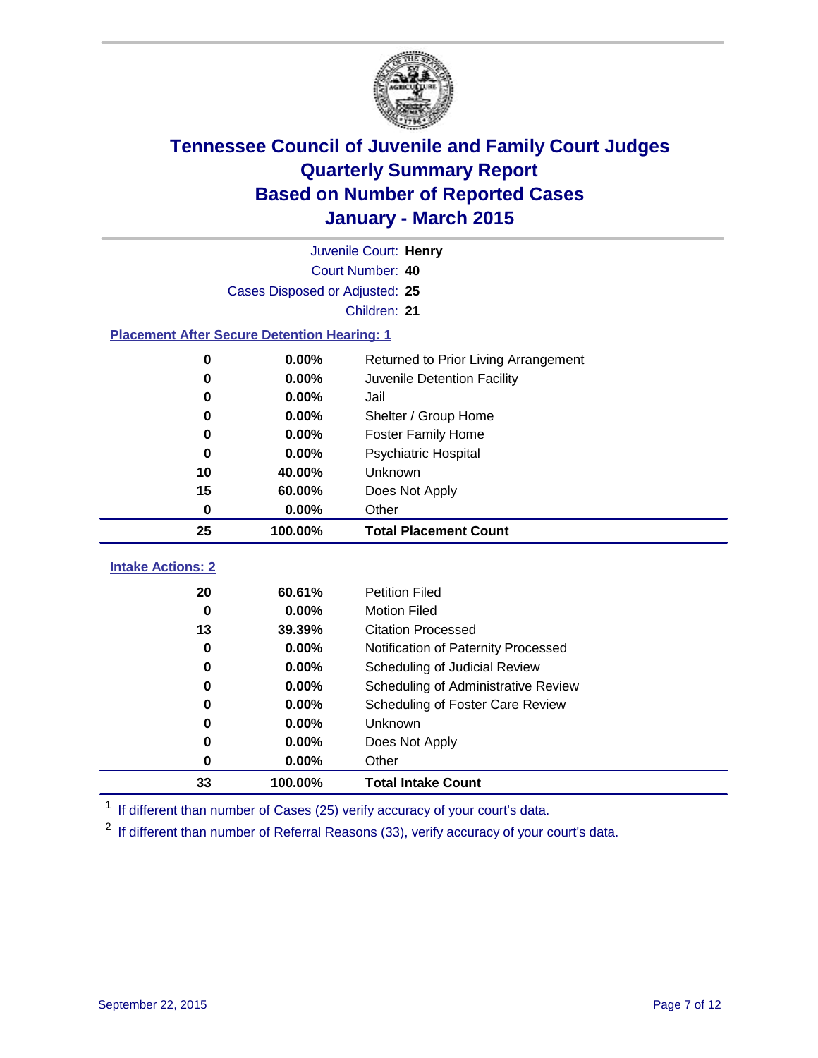# Tennessee Council of Juvenile and Family Court Judges
# Quarterly Summary Report
# Based on Number of Reported Cases
# January - March 2015

Juvenile Court: **Henry**

Court Number: **40**

Cases Disposed or Adjusted: **25**

Children: **21**

## Placement After Secure Detention Hearing: 1

| Count | Percent | Placement |
|---|---|---|
| 0 | 0.00% | Returned to Prior Living Arrangement |
| 0 | 0.00% | Juvenile Detention Facility |
| 0 | 0.00% | Jail |
| 0 | 0.00% | Shelter / Group Home |
| 0 | 0.00% | Foster Family Home |
| 0 | 0.00% | Psychiatric Hospital |
| 10 | 40.00% | Unknown |
| 15 | 60.00% | Does Not Apply |
| 0 | 0.00% | Other |
| **25** | **100.00%** | **Total Placement Count** |

## Intake Actions: 2

| Count | Percent | Intake Action |
|---|---|---|
| 20 | 60.61% | Petition Filed |
| 0 | 0.00% | Motion Filed |
| 13 | 39.39% | Citation Processed |
| 0 | 0.00% | Notification of Paternity Processed |
| 0 | 0.00% | Scheduling of Judicial Review |
| 0 | 0.00% | Scheduling of Administrative Review |
| 0 | 0.00% | Scheduling of Foster Care Review |
| 0 | 0.00% | Unknown |
| 0 | 0.00% | Does Not Apply |
| 0 | 0.00% | Other |
| **33** | **100.00%** | **Total Intake Count** |

[1] If different than number of Cases (25) verify accuracy of your court's data.

[2] If different than number of Referral Reasons (33), verify accuracy of your court's data.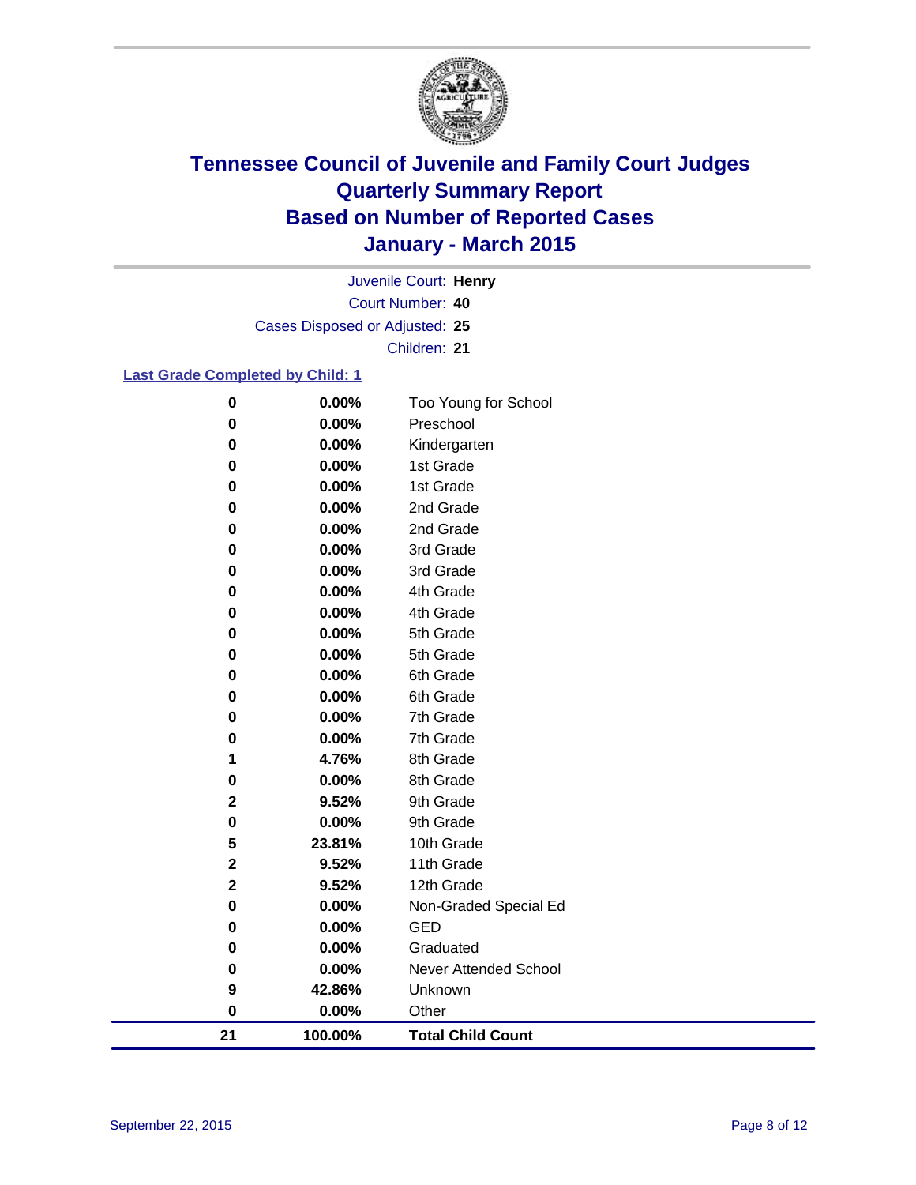# Tennessee Council of Juvenile and Family Court Judges
## Quarterly Summary Report
## Based on Number of Reported Cases
## January - March 2015

Juvenile Court: **Henry**

Court Number: **40**

Cases Disposed or Adjusted: **25**

Children: **21**

**Last Grade Completed by Child: 1**

| | | |
|---|---|---|
| **0** | **0.00%** | Too Young for School |
| **0** | **0.00%** | Preschool |
| **0** | **0.00%** | Kindergarten |
| **0** | **0.00%** | 1st Grade |
| **0** | **0.00%** | 1st Grade |
| **0** | **0.00%** | 2nd Grade |
| **0** | **0.00%** | 2nd Grade |
| **0** | **0.00%** | 3rd Grade |
| **0** | **0.00%** | 3rd Grade |
| **0** | **0.00%** | 4th Grade |
| **0** | **0.00%** | 4th Grade |
| **0** | **0.00%** | 5th Grade |
| **0** | **0.00%** | 5th Grade |
| **0** | **0.00%** | 6th Grade |
| **0** | **0.00%** | 6th Grade |
| **0** | **0.00%** | 7th Grade |
| **0** | **0.00%** | 7th Grade |
| **1** | **4.76%** | 8th Grade |
| **0** | **0.00%** | 8th Grade |
| **2** | **9.52%** | 9th Grade |
| **0** | **0.00%** | 9th Grade |
| **5** | **23.81%** | 10th Grade |
| **2** | **9.52%** | 11th Grade |
| **2** | **9.52%** | 12th Grade |
| **0** | **0.00%** | Non-Graded Special Ed |
| **0** | **0.00%** | GED |
| **0** | **0.00%** | Graduated |
| **0** | **0.00%** | Never Attended School |
| **9** | **42.86%** | Unknown |
| **0** | **0.00%** | Other |
| **21** | **100.00%** | **Total Child Count** |

September 22, 2015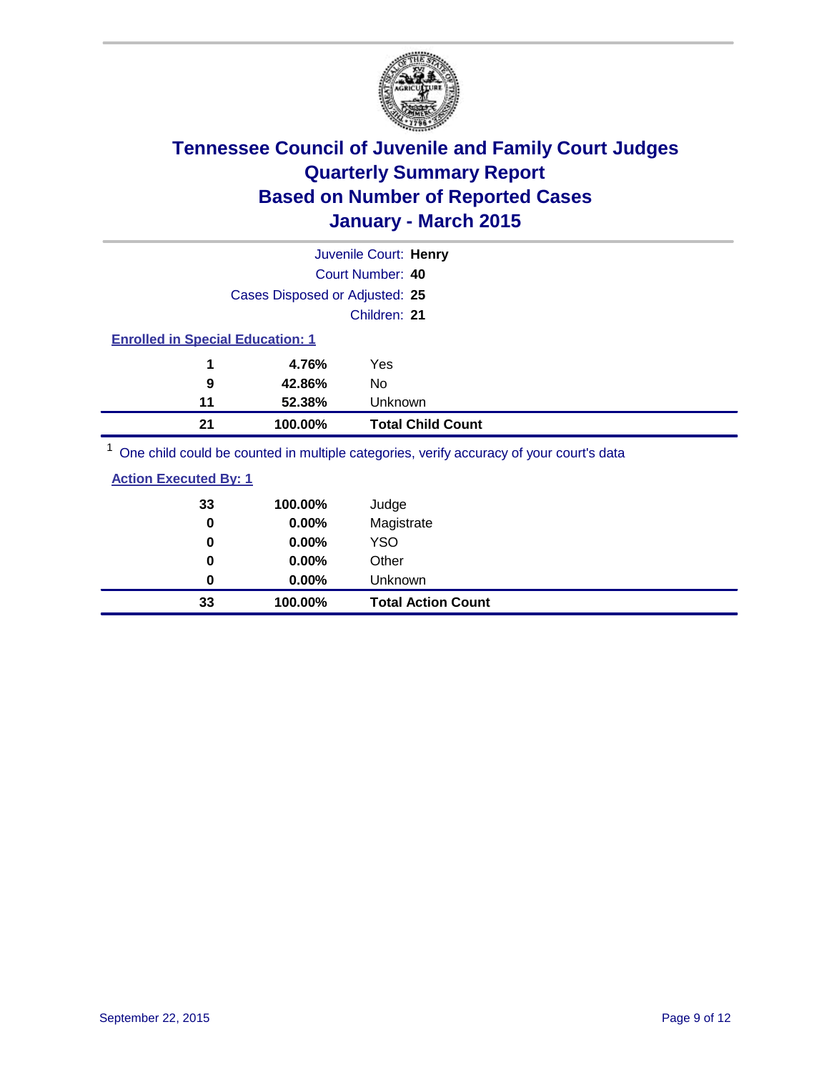# Tennessee Council of Juvenile and Family Court Judges
## Quarterly Summary Report
## Based on Number of Reported Cases
## January - March 2015

Juvenile Court: **Henry**

Court Number: **40**

Cases Disposed or Adjusted: **25**

Children: **21**

### Enrolled in Special Education: 1

| Count | Percent | Category |
|---|---|---|
| 1 | 4.76% | Yes |
| 9 | 42.86% | No |
| 11 | 52.38% | Unknown |
| **21** | **100.00%** | **Total Child Count** |

[1] One child could be counted in multiple categories, verify accuracy of your court's data

### Action Executed By: 1

| Count | Percent | Category |
|---|---|---|
| 33 | 100.00% | Judge |
| 0 | 0.00% | Magistrate |
| 0 | 0.00% | YSO |
| 0 | 0.00% | Other |
| 0 | 0.00% | Unknown |
| **33** | **100.00%** | **Total Action Count** |

September 22, 2015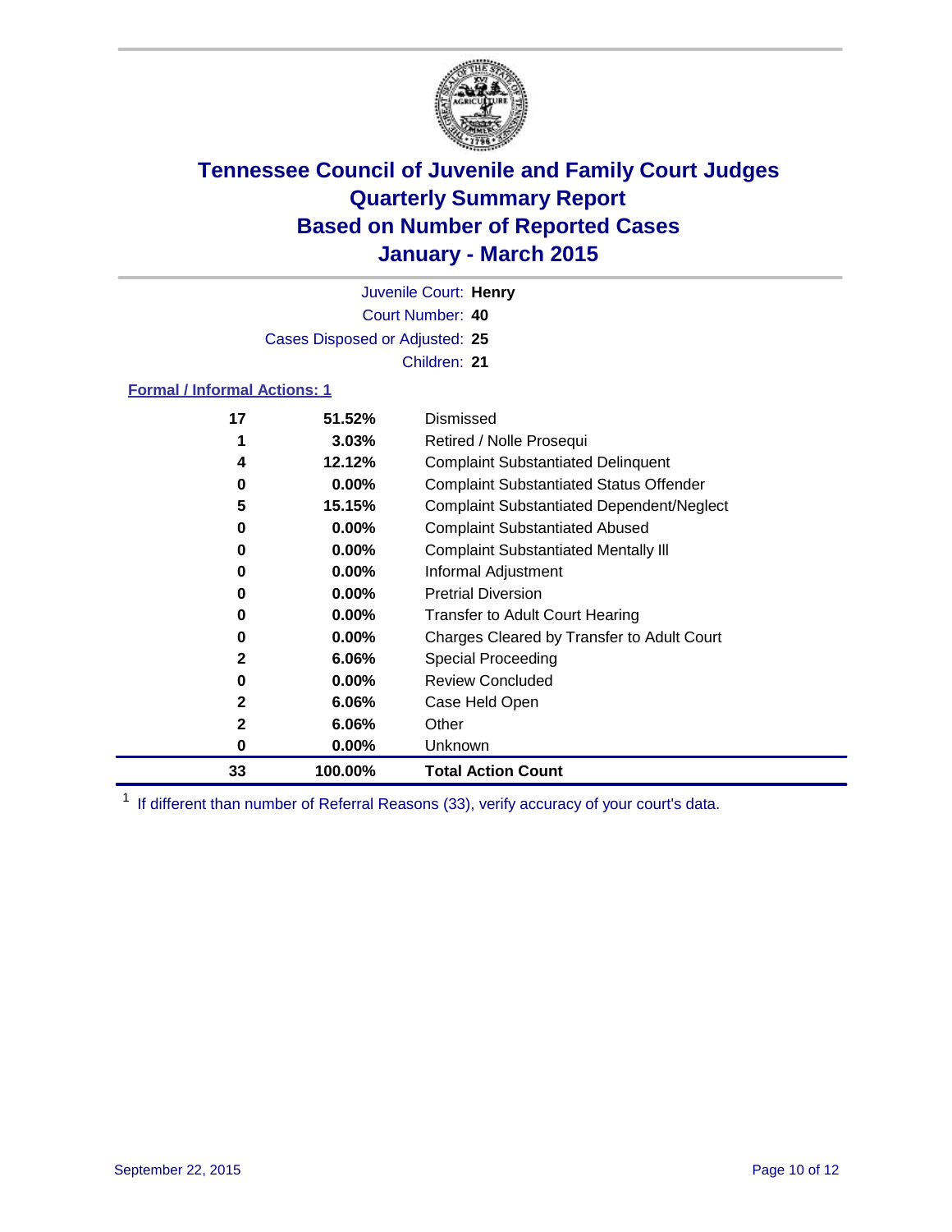# Tennessee Council of Juvenile and Family Court Judges
# Quarterly Summary Report
# Based on Number of Reported Cases
# January - March 2015

Juvenile Court: **Henry**
Court Number: **40**
Cases Disposed or Adjusted: **25**
Children: **21**

**Formal / Informal Actions: 1**

| Count | Percent | Action |
|---|---|---|
| 17 | 51.52% | Dismissed |
| 1 | 3.03% | Retired / Nolle Prosequi |
| 4 | 12.12% | Complaint Substantiated Delinquent |
| 0 | 0.00% | Complaint Substantiated Status Offender |
| 5 | 15.15% | Complaint Substantiated Dependent/Neglect |
| 0 | 0.00% | Complaint Substantiated Abused |
| 0 | 0.00% | Complaint Substantiated Mentally Ill |
| 0 | 0.00% | Informal Adjustment |
| 0 | 0.00% | Pretrial Diversion |
| 0 | 0.00% | Transfer to Adult Court Hearing |
| 0 | 0.00% | Charges Cleared by Transfer to Adult Court |
| 2 | 6.06% | Special Proceeding |
| 0 | 0.00% | Review Concluded |
| 2 | 6.06% | Case Held Open |
| 2 | 6.06% | Other |
| 0 | 0.00% | Unknown |
| **33** | **100.00%** | **Total Action Count** |

[1] If different than number of Referral Reasons (33), verify accuracy of your court's data.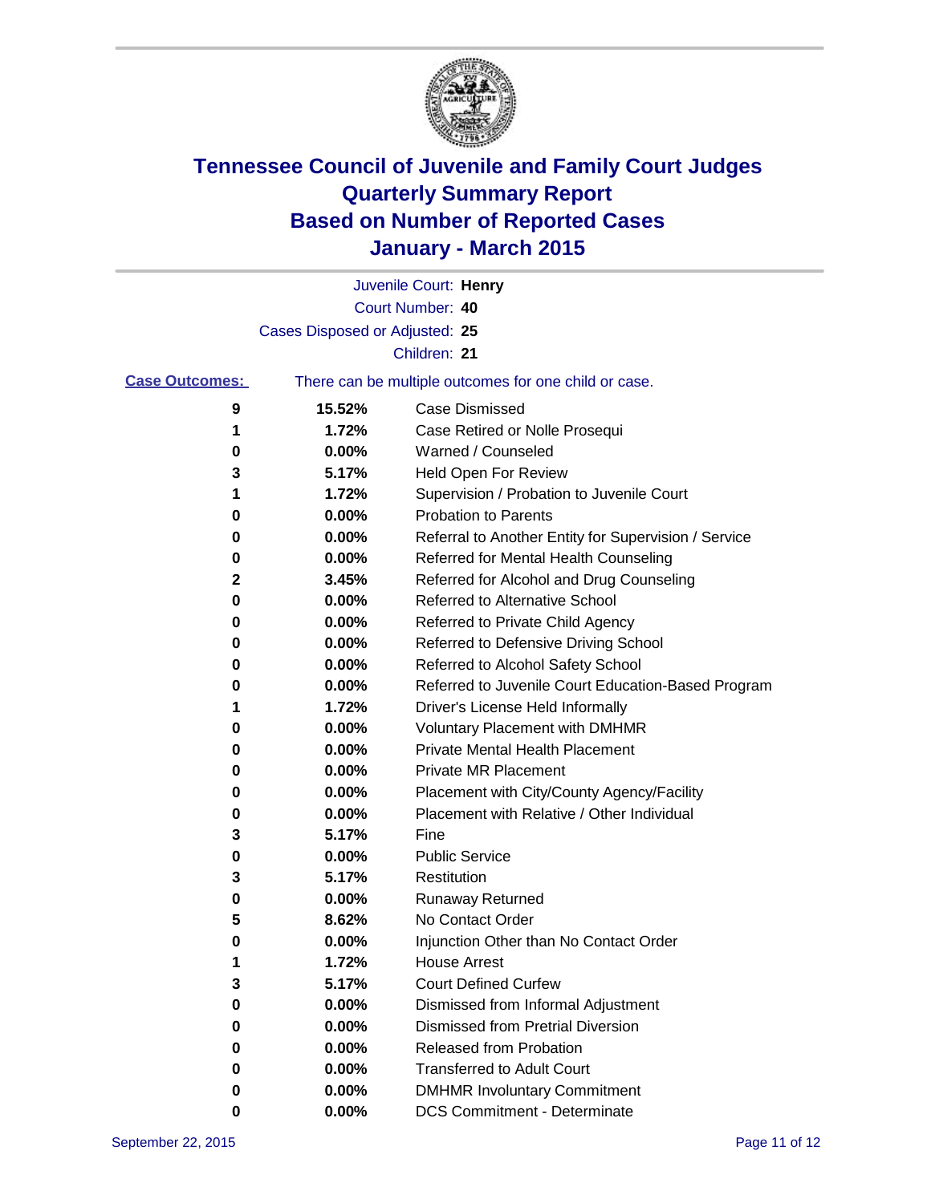# Tennessee Council of Juvenile and Family Court Judges
# Quarterly Summary Report
# Based on Number of Reported Cases
# January - March 2015

Juvenile Court: **Henry**
Court Number: **40**
Cases Disposed or Adjusted: **25**
Children: **21**

**Case Outcomes:** There can be multiple outcomes for one child or case.

| Count | Percent | Outcome |
| --- | --- | --- |
| 9 | 15.52% | Case Dismissed |
| 1 | 1.72% | Case Retired or Nolle Prosequi |
| 0 | 0.00% | Warned / Counseled |
| 3 | 5.17% | Held Open For Review |
| 1 | 1.72% | Supervision / Probation to Juvenile Court |
| 0 | 0.00% | Probation to Parents |
| 0 | 0.00% | Referral to Another Entity for Supervision / Service |
| 0 | 0.00% | Referred for Mental Health Counseling |
| 2 | 3.45% | Referred for Alcohol and Drug Counseling |
| 0 | 0.00% | Referred to Alternative School |
| 0 | 0.00% | Referred to Private Child Agency |
| 0 | 0.00% | Referred to Defensive Driving School |
| 0 | 0.00% | Referred to Alcohol Safety School |
| 0 | 0.00% | Referred to Juvenile Court Education-Based Program |
| 1 | 1.72% | Driver's License Held Informally |
| 0 | 0.00% | Voluntary Placement with DMHMR |
| 0 | 0.00% | Private Mental Health Placement |
| 0 | 0.00% | Private MR Placement |
| 0 | 0.00% | Placement with City/County Agency/Facility |
| 0 | 0.00% | Placement with Relative / Other Individual |
| 3 | 5.17% | Fine |
| 0 | 0.00% | Public Service |
| 3 | 5.17% | Restitution |
| 0 | 0.00% | Runaway Returned |
| 5 | 8.62% | No Contact Order |
| 0 | 0.00% | Injunction Other than No Contact Order |
| 1 | 1.72% | House Arrest |
| 3 | 5.17% | Court Defined Curfew |
| 0 | 0.00% | Dismissed from Informal Adjustment |
| 0 | 0.00% | Dismissed from Pretrial Diversion |
| 0 | 0.00% | Released from Probation |
| 0 | 0.00% | Transferred to Adult Court |
| 0 | 0.00% | DMHMR Involuntary Commitment |
| 0 | 0.00% | DCS Commitment - Determinate |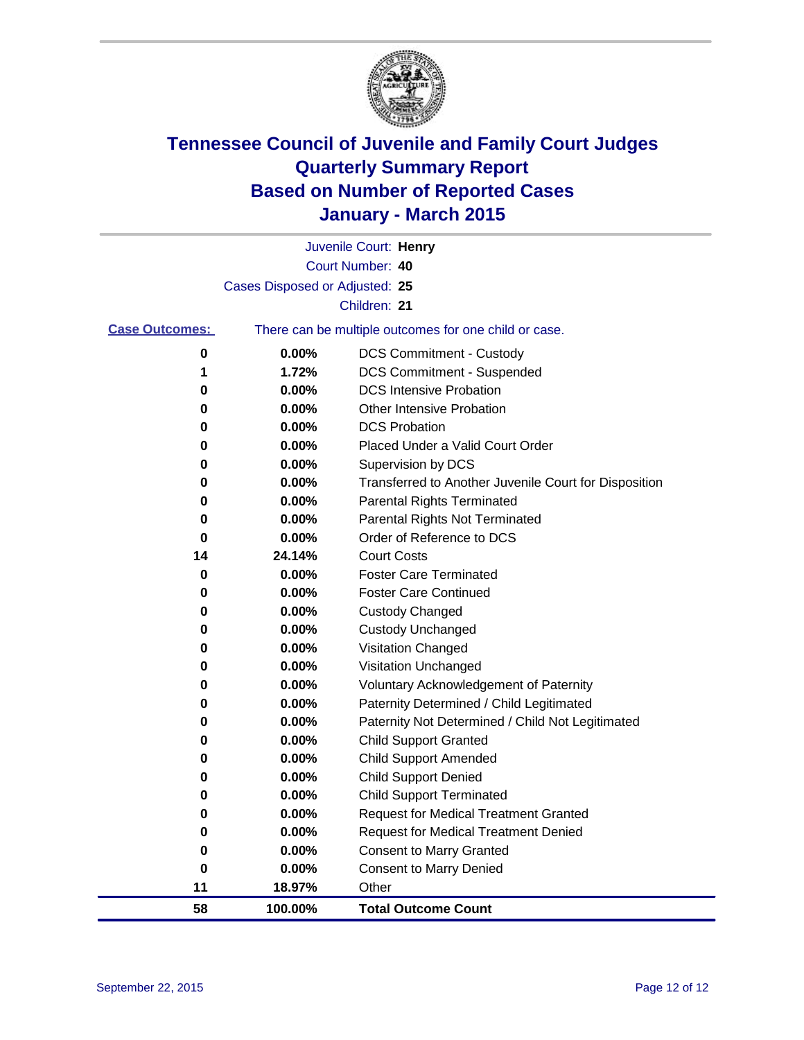# Tennessee Council of Juvenile and Family Court Judges
# Quarterly Summary Report
# Based on Number of Reported Cases
# January - March 2015

Juvenile Court: **Henry**
Court Number: **40**
Cases Disposed or Adjusted: **25**
Children: **21**

**Case Outcomes:** There can be multiple outcomes for one child or case.

| | | |
|---|---|---|
| 0 | 0.00% | DCS Commitment - Custody |
| 1 | 1.72% | DCS Commitment - Suspended |
| 0 | 0.00% | DCS Intensive Probation |
| 0 | 0.00% | Other Intensive Probation |
| 0 | 0.00% | DCS Probation |
| 0 | 0.00% | Placed Under a Valid Court Order |
| 0 | 0.00% | Supervision by DCS |
| 0 | 0.00% | Transferred to Another Juvenile Court for Disposition |
| 0 | 0.00% | Parental Rights Terminated |
| 0 | 0.00% | Parental Rights Not Terminated |
| 0 | 0.00% | Order of Reference to DCS |
| 14 | 24.14% | Court Costs |
| 0 | 0.00% | Foster Care Terminated |
| 0 | 0.00% | Foster Care Continued |
| 0 | 0.00% | Custody Changed |
| 0 | 0.00% | Custody Unchanged |
| 0 | 0.00% | Visitation Changed |
| 0 | 0.00% | Visitation Unchanged |
| 0 | 0.00% | Voluntary Acknowledgement of Paternity |
| 0 | 0.00% | Paternity Determined / Child Legitimated |
| 0 | 0.00% | Paternity Not Determined / Child Not Legitimated |
| 0 | 0.00% | Child Support Granted |
| 0 | 0.00% | Child Support Amended |
| 0 | 0.00% | Child Support Denied |
| 0 | 0.00% | Child Support Terminated |
| 0 | 0.00% | Request for Medical Treatment Granted |
| 0 | 0.00% | Request for Medical Treatment Denied |
| 0 | 0.00% | Consent to Marry Granted |
| 0 | 0.00% | Consent to Marry Denied |
| 11 | 18.97% | Other |
| **58** | **100.00%** | **Total Outcome Count** |

September 22, 2015